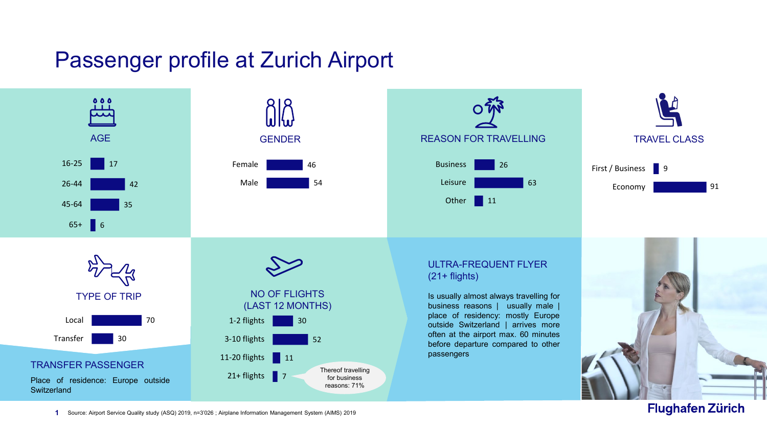# Passenger profile at Zurich Airport

### AGE

| Age | % |
|---|---|
| 16-25 | 17 |
| 26-44 | 42 |
| 45-64 | 35 |
| 65+ | 6 |

### GENDER

| Gender | % |
|---|---|
| Female | 46 |
| Male | 54 |

### REASON FOR TRAVELLING

| Reason | % |
|---|---|
| Business | 26 |
| Leisure | 63 |
| Other | 11 |

### TRAVEL CLASS

| Class | % |
|---|---|
| First / Business | 9 |
| Economy | 91 |

### TYPE OF TRIP

| Type | % |
|---|---|
| Local | 70 |
| Transfer | 30 |

### TRANSFER PASSENGER

Place of residence: Europe outside Switzerland

### NO OF FLIGHTS (LAST 12 MONTHS)

| Flights | % |
|---|---|
| 1-2 flights | 30 |
| 3-10 flights | 52 |
| 11-20 flights | 11 |
| 21+ flights | 7 |

Thereof travelling for business reasons: 71%

### ULTRA-FREQUENT FLYER (21+ flights)

Is usually almost always travelling for business reasons | usually male | place of residency: mostly Europe outside Switzerland | arrives more often at the airport max. 60 minutes before departure compared to other passengers

Source: Airport Service Quality study (ASQ) 2019, n=3'026 ; Airplane Information Management System (AIMS) 2019

Flughafen Zürich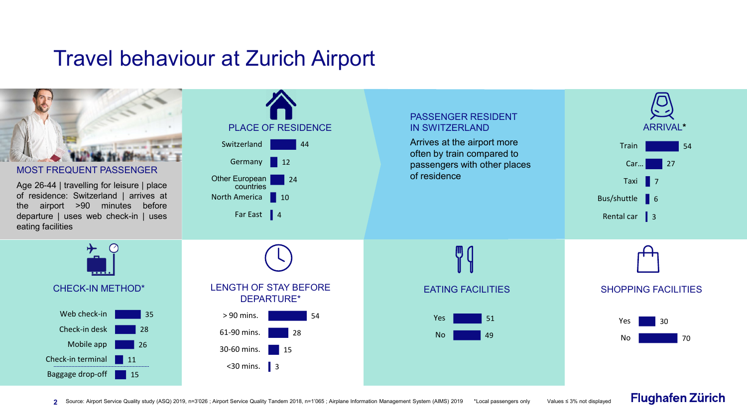# Travel behaviour at Zurich Airport

## MOST FREQUENT PASSENGER

Age 26-44 | travelling for leisure | place of residence: Switzerland | arrives at the airport >90 minutes before departure | uses web check-in | uses eating facilities

## PLACE OF RESIDENCE

Switzerland 44
Germany 12
Other European countries 24
North America 10
Far East 4

## PASSENGER RESIDENT IN SWITZERLAND

Arrives at the airport more often by train compared to passengers with other places of residence

## ARRIVAL*

Train 54
Car... 27
Taxi 7
Bus/shuttle 6
Rental car 3

## CHECK-IN METHOD*

Web check-in 35
Check-in desk 28
Mobile app 26
Check-in terminal 11
Baggage drop-off 15

## LENGTH OF STAY BEFORE DEPARTURE*

> 90 mins. 54
61-90 mins. 28
30-60 mins. 15
<30 mins. 3

## EATING FACILITIES

Yes 51
No 49

## SHOPPING FACILITIES

Yes 30
No 70

Source: Airport Service Quality study (ASQ) 2019, n=3'026 ; Airport Service Quality Tandem 2018, n=1'065 ; Airplane Information Management System (AIMS) 2019 *Local passengers only Values ≤ 3% not displayed

Flughafen Zürich